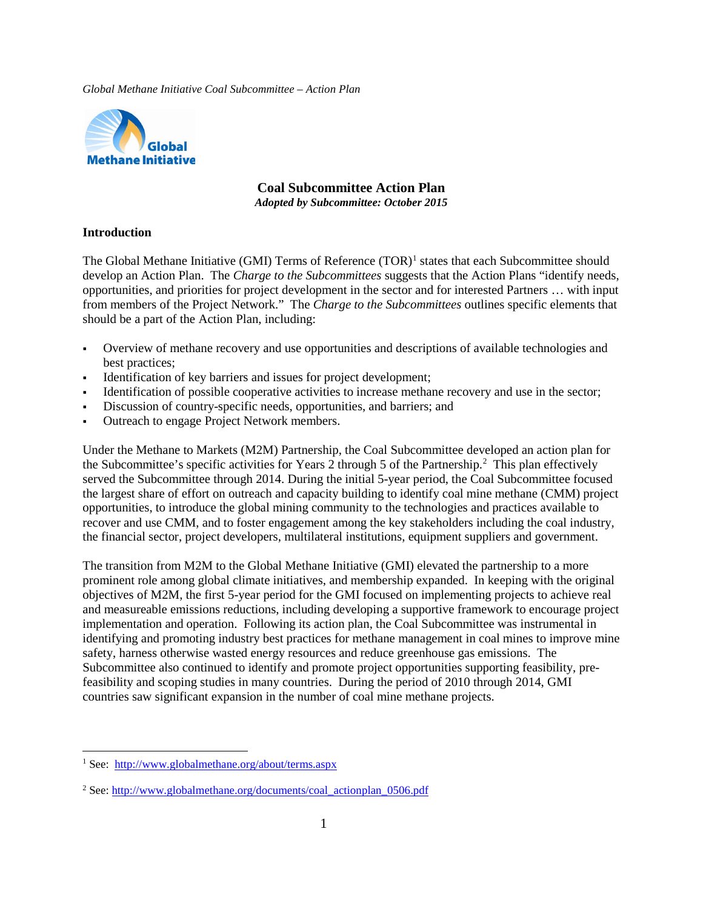*Global Methane Initiative Coal Subcommittee – Action Plan*

Global Methane Initiative

# Coal Subcommittee Action Plan

***Adopted by Subcommittee: October 2015***

## Introduction

The Global Methane Initiative (GMI) Terms of Reference (TOR)[1] states that each Subcommittee should develop an Action Plan. The *Charge to the Subcommittees* suggests that the Action Plans "identify needs, opportunities, and priorities for project development in the sector and for interested Partners … with input from members of the Project Network." The *Charge to the Subcommittees* outlines specific elements that should be a part of the Action Plan, including:

- Overview of methane recovery and use opportunities and descriptions of available technologies and best practices;
- Identification of key barriers and issues for project development;
- Identification of possible cooperative activities to increase methane recovery and use in the sector;
- Discussion of country-specific needs, opportunities, and barriers; and
- Outreach to engage Project Network members.

Under the Methane to Markets (M2M) Partnership, the Coal Subcommittee developed an action plan for the Subcommittee's specific activities for Years 2 through 5 of the Partnership.[2] This plan effectively served the Subcommittee through 2014. During the initial 5-year period, the Coal Subcommittee focused the largest share of effort on outreach and capacity building to identify coal mine methane (CMM) project opportunities, to introduce the global mining community to the technologies and practices available to recover and use CMM, and to foster engagement among the key stakeholders including the coal industry, the financial sector, project developers, multilateral institutions, equipment suppliers and government.

The transition from M2M to the Global Methane Initiative (GMI) elevated the partnership to a more prominent role among global climate initiatives, and membership expanded. In keeping with the original objectives of M2M, the first 5-year period for the GMI focused on implementing projects to achieve real and measureable emissions reductions, including developing a supportive framework to encourage project implementation and operation. Following its action plan, the Coal Subcommittee was instrumental in identifying and promoting industry best practices for methane management in coal mines to improve mine safety, harness otherwise wasted energy resources and reduce greenhouse gas emissions. The Subcommittee also continued to identify and promote project opportunities supporting feasibility, pre-feasibility and scoping studies in many countries. During the period of 2010 through 2014, GMI countries saw significant expansion in the number of coal mine methane projects.

---

[1] See: http://www.globalmethane.org/about/terms.aspx

[2] See: http://www.globalmethane.org/documents/coal_actionplan_0506.pdf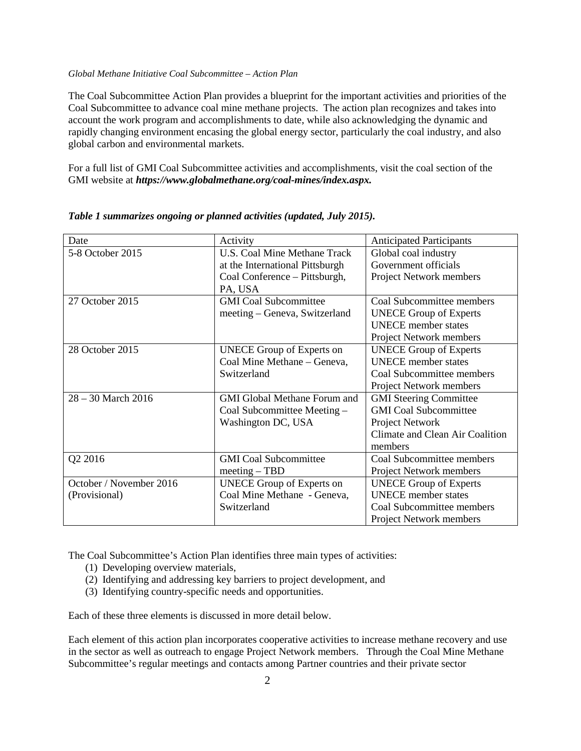*Global Methane Initiative Coal Subcommittee – Action Plan*

The Coal Subcommittee Action Plan provides a blueprint for the important activities and priorities of the Coal Subcommittee to advance coal mine methane projects. The action plan recognizes and takes into account the work program and accomplishments to date, while also acknowledging the dynamic and rapidly changing environment encasing the global energy sector, particularly the coal industry, and also global carbon and environmental markets.

For a full list of GMI Coal Subcommittee activities and accomplishments, visit the coal section of the GMI website at ***https://www.globalmethane.org/coal-mines/index.aspx.***

***Table 1 summarizes ongoing or planned activities (updated, July 2015).***

| Date | Activity | Anticipated Participants |
|---|---|---|
| 5-8 October 2015 | U.S. Coal Mine Methane Track at the International Pittsburgh Coal Conference – Pittsburgh, PA, USA | Global coal industry<br>Government officials<br>Project Network members |
| 27 October 2015 | GMI Coal Subcommittee meeting – Geneva, Switzerland | Coal Subcommittee members<br>UNECE Group of Experts<br>UNECE member states<br>Project Network members |
| 28 October 2015 | UNECE Group of Experts on Coal Mine Methane – Geneva, Switzerland | UNECE Group of Experts<br>UNECE member states<br>Coal Subcommittee members<br>Project Network members |
| 28 – 30 March 2016 | GMI Global Methane Forum and Coal Subcommittee Meeting – Washington DC, USA | GMI Steering Committee<br>GMI Coal Subcommittee<br>Project Network<br>Climate and Clean Air Coalition members |
| Q2 2016 | GMI Coal Subcommittee meeting – TBD | Coal Subcommittee members<br>Project Network members |
| October / November 2016 (Provisional) | UNECE Group of Experts on Coal Mine Methane - Geneva, Switzerland | UNECE Group of Experts<br>UNECE member states<br>Coal Subcommittee members<br>Project Network members |

The Coal Subcommittee's Action Plan identifies three main types of activities:

(1) Developing overview materials,
(2) Identifying and addressing key barriers to project development, and
(3) Identifying country-specific needs and opportunities.

Each of these three elements is discussed in more detail below.

Each element of this action plan incorporates cooperative activities to increase methane recovery and use in the sector as well as outreach to engage Project Network members. Through the Coal Mine Methane Subcommittee's regular meetings and contacts among Partner countries and their private sector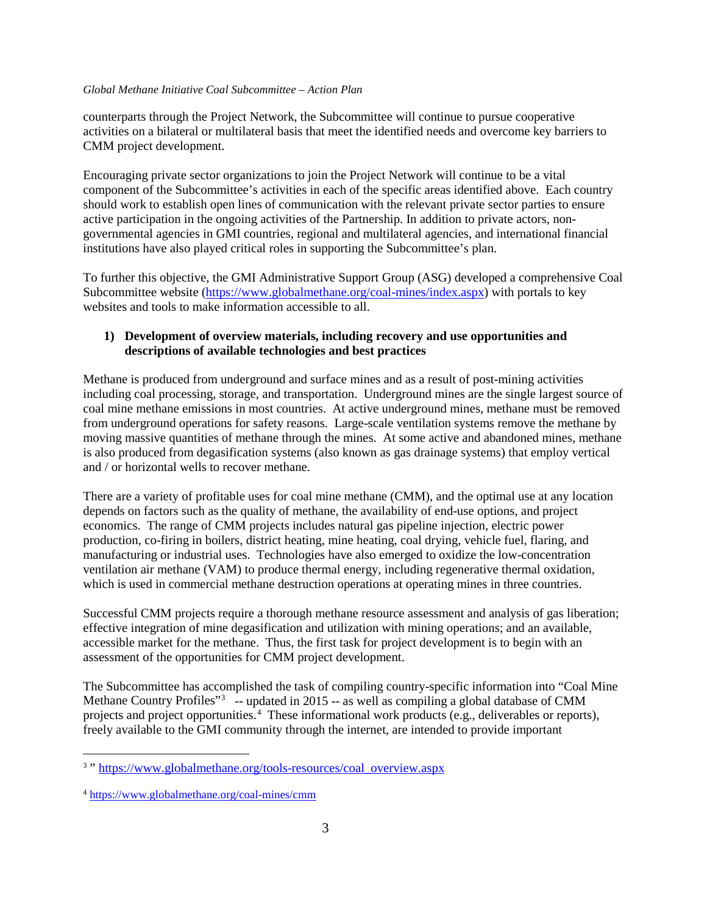counterparts through the Project Network, the Subcommittee will continue to pursue cooperative activities on a bilateral or multilateral basis that meet the identified needs and overcome key barriers to CMM project development.

Encouraging private sector organizations to join the Project Network will continue to be a vital component of the Subcommittee's activities in each of the specific areas identified above. Each country should work to establish open lines of communication with the relevant private sector parties to ensure active participation in the ongoing activities of the Partnership. In addition to private actors, non-governmental agencies in GMI countries, regional and multilateral agencies, and international financial institutions have also played critical roles in supporting the Subcommittee's plan.

To further this objective, the GMI Administrative Support Group (ASG) developed a comprehensive Coal Subcommittee website (https://www.globalmethane.org/coal-mines/index.aspx) with portals to key websites and tools to make information accessible to all.

### 1) Development of overview materials, including recovery and use opportunities and descriptions of available technologies and best practices

Methane is produced from underground and surface mines and as a result of post-mining activities including coal processing, storage, and transportation. Underground mines are the single largest source of coal mine methane emissions in most countries. At active underground mines, methane must be removed from underground operations for safety reasons. Large-scale ventilation systems remove the methane by moving massive quantities of methane through the mines. At some active and abandoned mines, methane is also produced from degasification systems (also known as gas drainage systems) that employ vertical and / or horizontal wells to recover methane.

There are a variety of profitable uses for coal mine methane (CMM), and the optimal use at any location depends on factors such as the quality of methane, the availability of end-use options, and project economics. The range of CMM projects includes natural gas pipeline injection, electric power production, co-firing in boilers, district heating, mine heating, coal drying, vehicle fuel, flaring, and manufacturing or industrial uses. Technologies have also emerged to oxidize the low-concentration ventilation air methane (VAM) to produce thermal energy, including regenerative thermal oxidation, which is used in commercial methane destruction operations at operating mines in three countries.

Successful CMM projects require a thorough methane resource assessment and analysis of gas liberation; effective integration of mine degasification and utilization with mining operations; and an available, accessible market for the methane. Thus, the first task for project development is to begin with an assessment of the opportunities for CMM project development.

The Subcommittee has accomplished the task of compiling country-specific information into "Coal Mine Methane Country Profiles"[3] -- updated in 2015 -- as well as compiling a global database of CMM projects and project opportunities.[4] These informational work products (e.g., deliverables or reports), freely available to the GMI community through the internet, are intended to provide important

---

[3] " https://www.globalmethane.org/tools-resources/coal_overview.aspx

[4] https://www.globalmethane.org/coal-mines/cmm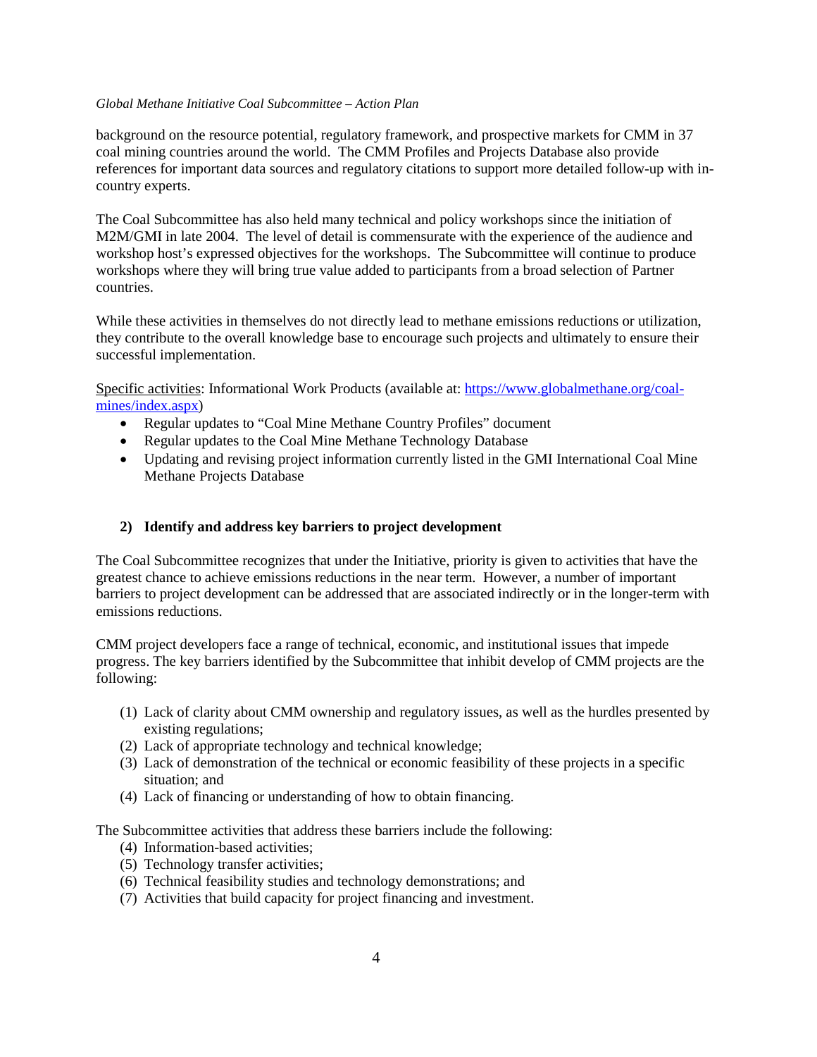background on the resource potential, regulatory framework, and prospective markets for CMM in 37 coal mining countries around the world. The CMM Profiles and Projects Database also provide references for important data sources and regulatory citations to support more detailed follow-up with in-country experts.

The Coal Subcommittee has also held many technical and policy workshops since the initiation of M2M/GMI in late 2004. The level of detail is commensurate with the experience of the audience and workshop host's expressed objectives for the workshops. The Subcommittee will continue to produce workshops where they will bring true value added to participants from a broad selection of Partner countries.

While these activities in themselves do not directly lead to methane emissions reductions or utilization, they contribute to the overall knowledge base to encourage such projects and ultimately to ensure their successful implementation.

Specific activities: Informational Work Products (available at: [https://www.globalmethane.org/coal-mines/index.aspx](https://www.globalmethane.org/coal-mines/index.aspx))

- Regular updates to "Coal Mine Methane Country Profiles" document
- Regular updates to the Coal Mine Methane Technology Database
- Updating and revising project information currently listed in the GMI International Coal Mine Methane Projects Database

### 2) Identify and address key barriers to project development

The Coal Subcommittee recognizes that under the Initiative, priority is given to activities that have the greatest chance to achieve emissions reductions in the near term. However, a number of important barriers to project development can be addressed that are associated indirectly or in the longer-term with emissions reductions.

CMM project developers face a range of technical, economic, and institutional issues that impede progress. The key barriers identified by the Subcommittee that inhibit develop of CMM projects are the following:

(1) Lack of clarity about CMM ownership and regulatory issues, as well as the hurdles presented by existing regulations;
(2) Lack of appropriate technology and technical knowledge;
(3) Lack of demonstration of the technical or economic feasibility of these projects in a specific situation; and
(4) Lack of financing or understanding of how to obtain financing.

The Subcommittee activities that address these barriers include the following:

(4) Information-based activities;
(5) Technology transfer activities;
(6) Technical feasibility studies and technology demonstrations; and
(7) Activities that build capacity for project financing and investment.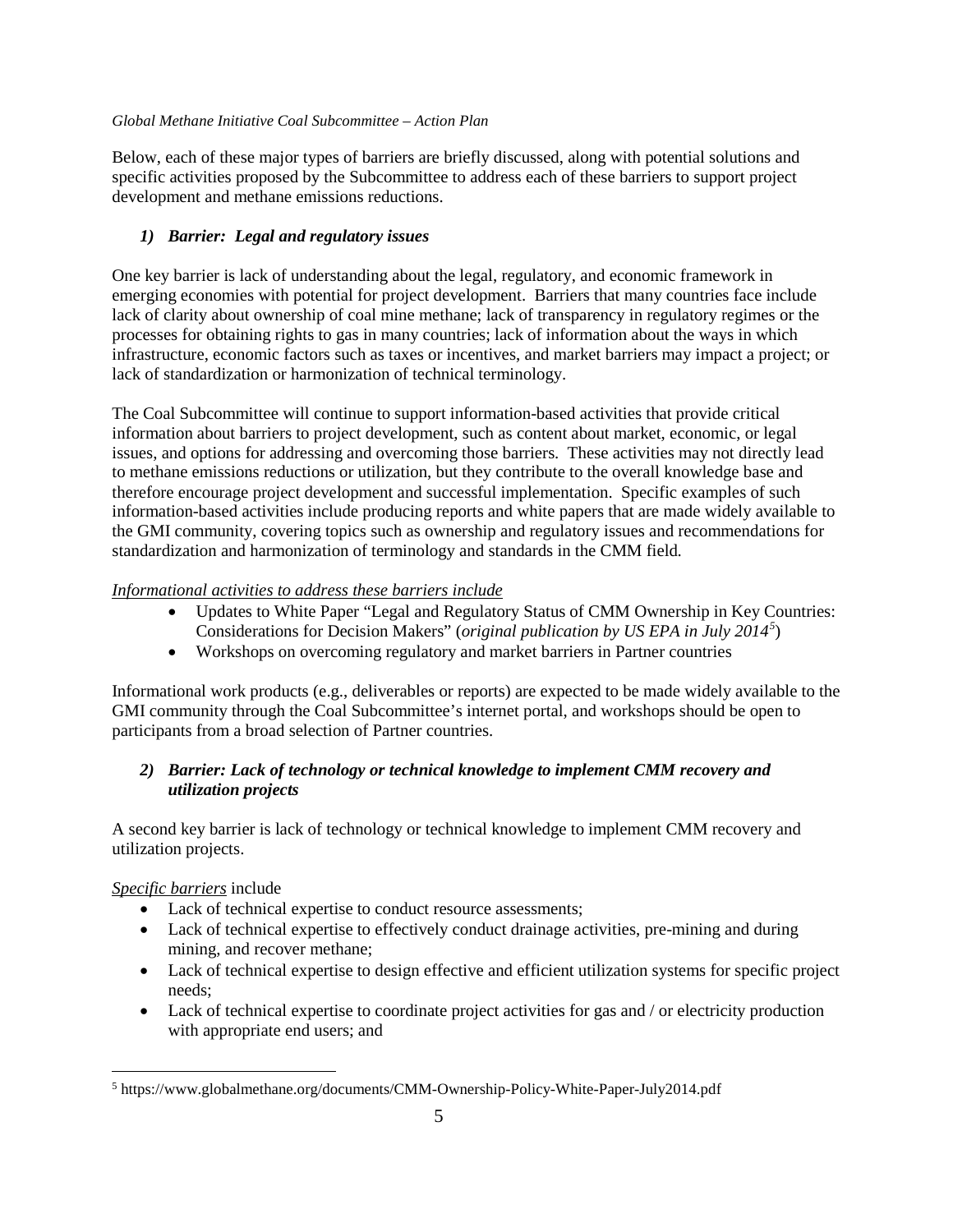Below, each of these major types of barriers are briefly discussed, along with potential solutions and specific activities proposed by the Subcommittee to address each of these barriers to support project development and methane emissions reductions.

### *1) Barrier: Legal and regulatory issues*

One key barrier is lack of understanding about the legal, regulatory, and economic framework in emerging economies with potential for project development. Barriers that many countries face include lack of clarity about ownership of coal mine methane; lack of transparency in regulatory regimes or the processes for obtaining rights to gas in many countries; lack of information about the ways in which infrastructure, economic factors such as taxes or incentives, and market barriers may impact a project; or lack of standardization or harmonization of technical terminology.

The Coal Subcommittee will continue to support information-based activities that provide critical information about barriers to project development, such as content about market, economic, or legal issues, and options for addressing and overcoming those barriers. These activities may not directly lead to methane emissions reductions or utilization, but they contribute to the overall knowledge base and therefore encourage project development and successful implementation. Specific examples of such information-based activities include producing reports and white papers that are made widely available to the GMI community, covering topics such as ownership and regulatory issues and recommendations for standardization and harmonization of terminology and standards in the CMM field.

*Informational activities to address these barriers include*

- Updates to White Paper "Legal and Regulatory Status of CMM Ownership in Key Countries: Considerations for Decision Makers" (*original publication by US EPA in July 2014*[5])
- Workshops on overcoming regulatory and market barriers in Partner countries

Informational work products (e.g., deliverables or reports) are expected to be made widely available to the GMI community through the Coal Subcommittee's internet portal, and workshops should be open to participants from a broad selection of Partner countries.

### *2) Barrier: Lack of technology or technical knowledge to implement CMM recovery and utilization projects*

A second key barrier is lack of technology or technical knowledge to implement CMM recovery and utilization projects.

*Specific barriers* include

- Lack of technical expertise to conduct resource assessments;
- Lack of technical expertise to effectively conduct drainage activities, pre-mining and during mining, and recover methane;
- Lack of technical expertise to design effective and efficient utilization systems for specific project needs;
- Lack of technical expertise to coordinate project activities for gas and / or electricity production with appropriate end users; and

[5] https://www.globalmethane.org/documents/CMM-Ownership-Policy-White-Paper-July2014.pdf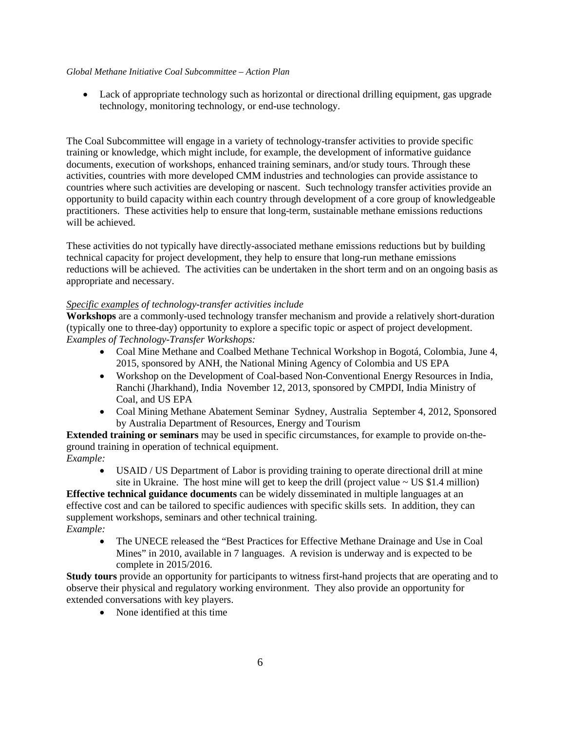- Lack of appropriate technology such as horizontal or directional drilling equipment, gas upgrade technology, monitoring technology, or end-use technology.

The Coal Subcommittee will engage in a variety of technology-transfer activities to provide specific training or knowledge, which might include, for example, the development of informative guidance documents, execution of workshops, enhanced training seminars, and/or study tours. Through these activities, countries with more developed CMM industries and technologies can provide assistance to countries where such activities are developing or nascent. Such technology transfer activities provide an opportunity to build capacity within each country through development of a core group of knowledgeable practitioners. These activities help to ensure that long-term, sustainable methane emissions reductions will be achieved.

These activities do not typically have directly-associated methane emissions reductions but by building technical capacity for project development, they help to ensure that long-run methane emissions reductions will be achieved. The activities can be undertaken in the short term and on an ongoing basis as appropriate and necessary.

*Specific examples of technology-transfer activities include*

**Workshops** are a commonly-used technology transfer mechanism and provide a relatively short-duration (typically one to three-day) opportunity to explore a specific topic or aspect of project development.

*Examples of Technology-Transfer Workshops:*

- Coal Mine Methane and Coalbed Methane Technical Workshop in Bogotá, Colombia, June 4, 2015, sponsored by ANH, the National Mining Agency of Colombia and US EPA
- Workshop on the Development of Coal-based Non-Conventional Energy Resources in India, Ranchi (Jharkhand), India November 12, 2013, sponsored by CMPDI, India Ministry of Coal, and US EPA
- Coal Mining Methane Abatement Seminar Sydney, Australia September 4, 2012, Sponsored by Australia Department of Resources, Energy and Tourism

**Extended training or seminars** may be used in specific circumstances, for example to provide on-the-ground training in operation of technical equipment.

*Example:*

- USAID / US Department of Labor is providing training to operate directional drill at mine site in Ukraine. The host mine will get to keep the drill (project value ~ US $1.4 million)

**Effective technical guidance documents** can be widely disseminated in multiple languages at an effective cost and can be tailored to specific audiences with specific skills sets. In addition, they can supplement workshops, seminars and other technical training.

*Example:*

- The UNECE released the "Best Practices for Effective Methane Drainage and Use in Coal Mines" in 2010, available in 7 languages. A revision is underway and is expected to be complete in 2015/2016.

**Study tours** provide an opportunity for participants to witness first-hand projects that are operating and to observe their physical and regulatory working environment. They also provide an opportunity for extended conversations with key players.

- None identified at this time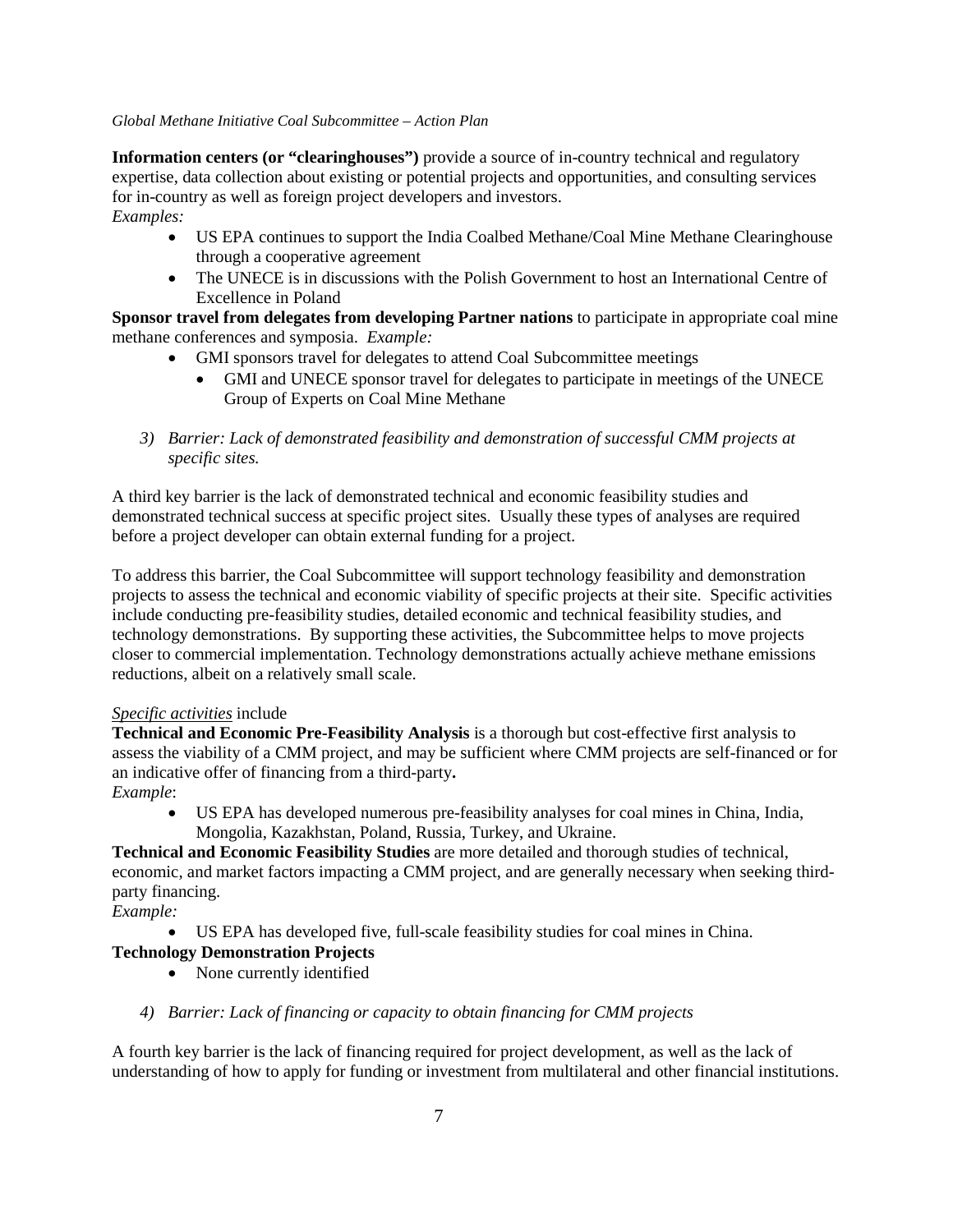**Information centers (or "clearinghouses")** provide a source of in-country technical and regulatory expertise, data collection about existing or potential projects and opportunities, and consulting services for in-country as well as foreign project developers and investors.
*Examples:*

- US EPA continues to support the India Coalbed Methane/Coal Mine Methane Clearinghouse through a cooperative agreement
- The UNECE is in discussions with the Polish Government to host an International Centre of Excellence in Poland

**Sponsor travel from delegates from developing Partner nations** to participate in appropriate coal mine methane conferences and symposia. *Example:*

- GMI sponsors travel for delegates to attend Coal Subcommittee meetings
  - GMI and UNECE sponsor travel for delegates to participate in meetings of the UNECE Group of Experts on Coal Mine Methane

3) *Barrier: Lack of demonstrated feasibility and demonstration of successful CMM projects at specific sites.*

A third key barrier is the lack of demonstrated technical and economic feasibility studies and demonstrated technical success at specific project sites. Usually these types of analyses are required before a project developer can obtain external funding for a project.

To address this barrier, the Coal Subcommittee will support technology feasibility and demonstration projects to assess the technical and economic viability of specific projects at their site. Specific activities include conducting pre-feasibility studies, detailed economic and technical feasibility studies, and technology demonstrations. By supporting these activities, the Subcommittee helps to move projects closer to commercial implementation. Technology demonstrations actually achieve methane emissions reductions, albeit on a relatively small scale.

*Specific activities* include

**Technical and Economic Pre-Feasibility Analysis** is a thorough but cost-effective first analysis to assess the viability of a CMM project, and may be sufficient where CMM projects are self-financed or for an indicative offer of financing from a third-party**.**
*Example*:

- US EPA has developed numerous pre-feasibility analyses for coal mines in China, India, Mongolia, Kazakhstan, Poland, Russia, Turkey, and Ukraine.

**Technical and Economic Feasibility Studies** are more detailed and thorough studies of technical, economic, and market factors impacting a CMM project, and are generally necessary when seeking third-party financing.
*Example:*

- US EPA has developed five, full-scale feasibility studies for coal mines in China.

**Technology Demonstration Projects**

- None currently identified

4) *Barrier: Lack of financing or capacity to obtain financing for CMM projects*

A fourth key barrier is the lack of financing required for project development, as well as the lack of understanding of how to apply for funding or investment from multilateral and other financial institutions.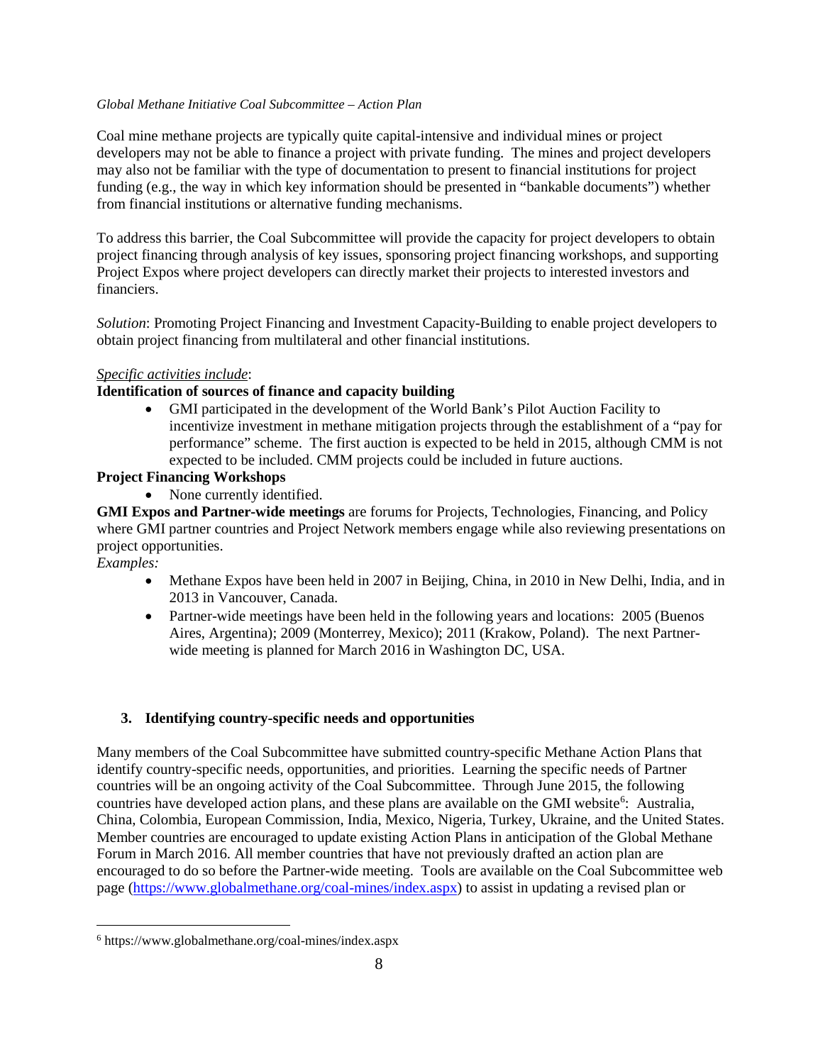Coal mine methane projects are typically quite capital-intensive and individual mines or project developers may not be able to finance a project with private funding. The mines and project developers may also not be familiar with the type of documentation to present to financial institutions for project funding (e.g., the way in which key information should be presented in "bankable documents") whether from financial institutions or alternative funding mechanisms.

To address this barrier, the Coal Subcommittee will provide the capacity for project developers to obtain project financing through analysis of key issues, sponsoring project financing workshops, and supporting Project Expos where project developers can directly market their projects to interested investors and financiers.

*Solution*: Promoting Project Financing and Investment Capacity-Building to enable project developers to obtain project financing from multilateral and other financial institutions.

*Specific activities include*:

**Identification of sources of finance and capacity building**

- GMI participated in the development of the World Bank's Pilot Auction Facility to incentivize investment in methane mitigation projects through the establishment of a "pay for performance" scheme. The first auction is expected to be held in 2015, although CMM is not expected to be included. CMM projects could be included in future auctions.

**Project Financing Workshops**

- None currently identified.

**GMI Expos and Partner-wide meetings** are forums for Projects, Technologies, Financing, and Policy where GMI partner countries and Project Network members engage while also reviewing presentations on project opportunities.

*Examples:*

- Methane Expos have been held in 2007 in Beijing, China, in 2010 in New Delhi, India, and in 2013 in Vancouver, Canada.
- Partner-wide meetings have been held in the following years and locations: 2005 (Buenos Aires, Argentina); 2009 (Monterrey, Mexico); 2011 (Krakow, Poland). The next Partner-wide meeting is planned for March 2016 in Washington DC, USA.

## 3. Identifying country-specific needs and opportunities

Many members of the Coal Subcommittee have submitted country-specific Methane Action Plans that identify country-specific needs, opportunities, and priorities. Learning the specific needs of Partner countries will be an ongoing activity of the Coal Subcommittee. Through June 2015, the following countries have developed action plans, and these plans are available on the GMI website[6]: Australia, China, Colombia, European Commission, India, Mexico, Nigeria, Turkey, Ukraine, and the United States. Member countries are encouraged to update existing Action Plans in anticipation of the Global Methane Forum in March 2016. All member countries that have not previously drafted an action plan are encouraged to do so before the Partner-wide meeting. Tools are available on the Coal Subcommittee web page (https://www.globalmethane.org/coal-mines/index.aspx) to assist in updating a revised plan or

---

[6] https://www.globalmethane.org/coal-mines/index.aspx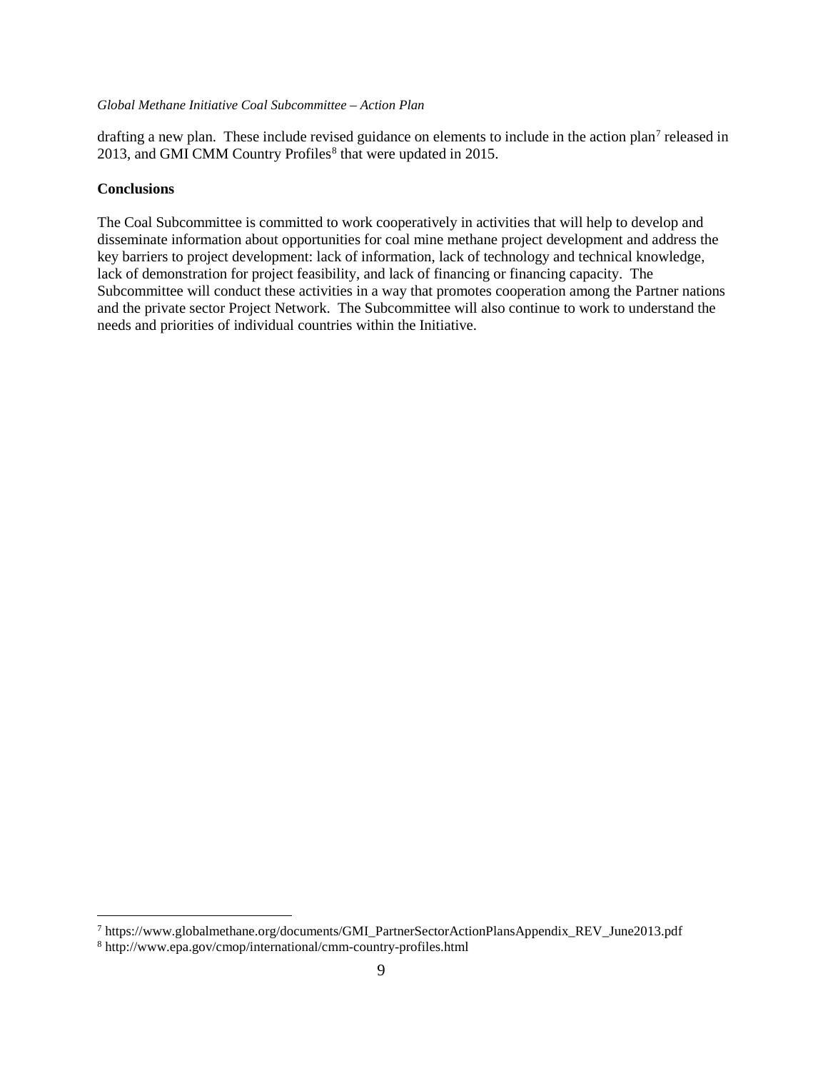drafting a new plan. These include revised guidance on elements to include in the action plan[7] released in 2013, and GMI CMM Country Profiles[8] that were updated in 2015.

**Conclusions**

The Coal Subcommittee is committed to work cooperatively in activities that will help to develop and disseminate information about opportunities for coal mine methane project development and address the key barriers to project development: lack of information, lack of technology and technical knowledge, lack of demonstration for project feasibility, and lack of financing or financing capacity. The Subcommittee will conduct these activities in a way that promotes cooperation among the Partner nations and the private sector Project Network. The Subcommittee will also continue to work to understand the needs and priorities of individual countries within the Initiative.

---

[7] https://www.globalmethane.org/documents/GMI_PartnerSectorActionPlansAppendix_REV_June2013.pdf

[8] http://www.epa.gov/cmop/international/cmm-country-profiles.html